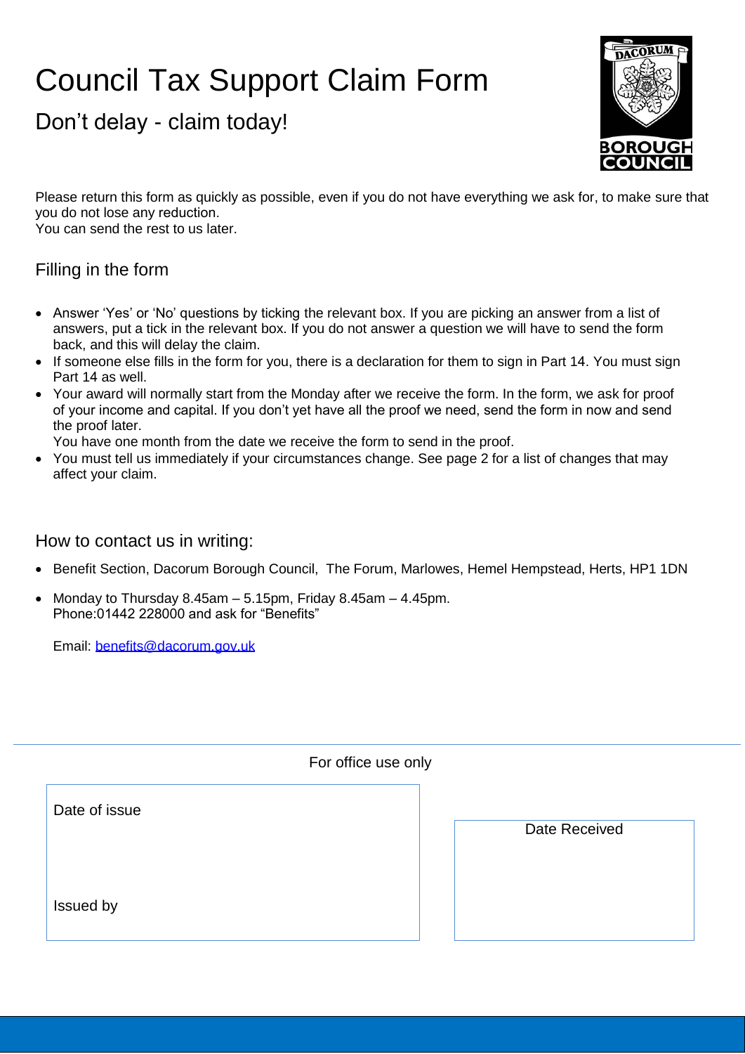# Council Tax Support Claim Form

## Don't delay - claim today!

Please return this form as quickly as possible, even if you do not have everything we ask for, to make sure that you do not lose any reduction.
You can send the rest to us later.

### Filling in the form

- Answer 'Yes' or 'No' questions by ticking the relevant box. If you are picking an answer from a list of answers, put a tick in the relevant box. If you do not answer a question we will have to send the form back, and this will delay the claim.
- If someone else fills in the form for you, there is a declaration for them to sign in Part 14. You must sign Part 14 as well.
- Your award will normally start from the Monday after we receive the form. In the form, we ask for proof of your income and capital. If you don't yet have all the proof we need, send the form in now and send the proof later.
  You have one month from the date we receive the form to send in the proof.
- You must tell us immediately if your circumstances change. See page 2 for a list of changes that may affect your claim.

### How to contact us in writing:

- Benefit Section, Dacorum Borough Council, The Forum, Marlowes, Hemel Hempstead, Herts, HP1 1DN
- Monday to Thursday 8.45am – 5.15pm, Friday 8.45am – 4.45pm.
  Phone:01442 228000 and ask for "Benefits"

  Email: benefits@dacorum.gov.uk

For office use only

| Date of issue | Date Received |
|---|---|
| Issued by | |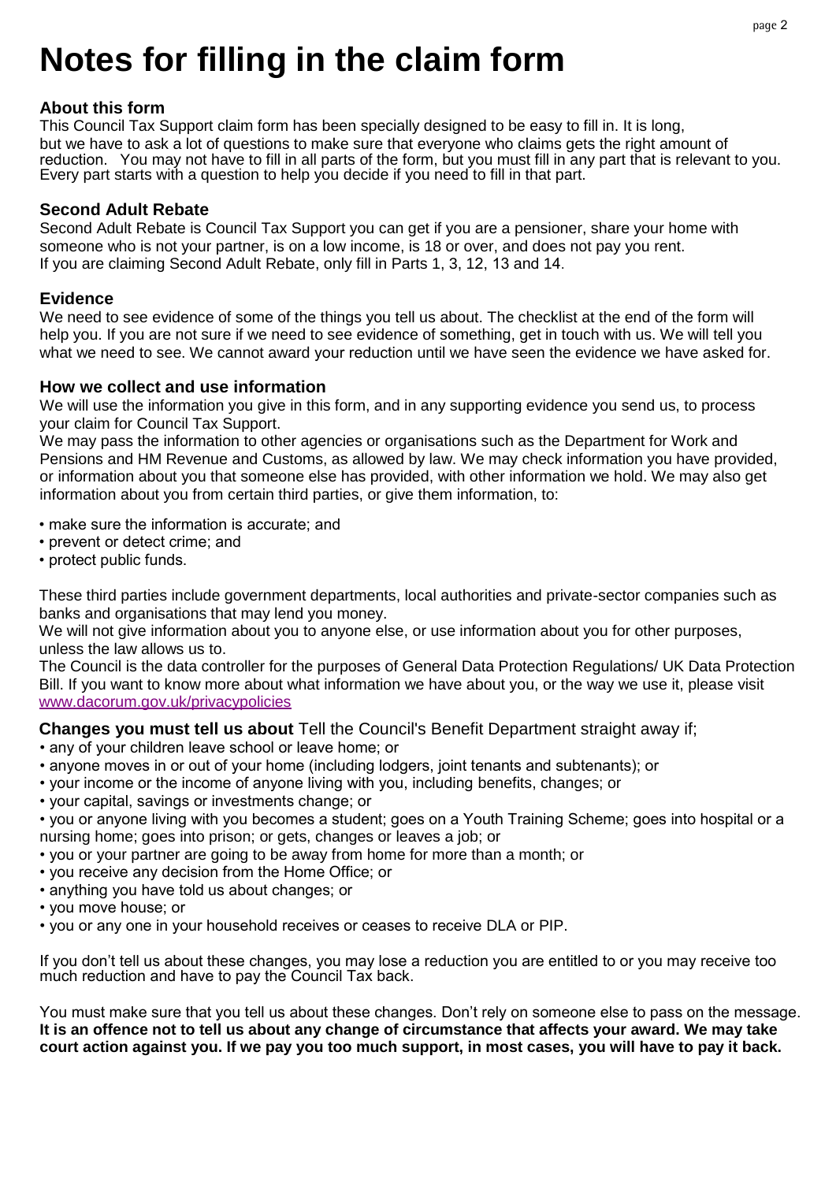# Notes for filling in the claim form

### About this form

This Council Tax Support claim form has been specially designed to be easy to fill in. It is long, but we have to ask a lot of questions to make sure that everyone who claims gets the right amount of reduction. You may not have to fill in all parts of the form, but you must fill in any part that is relevant to you. Every part starts with a question to help you decide if you need to fill in that part.

### Second Adult Rebate

Second Adult Rebate is Council Tax Support you can get if you are a pensioner, share your home with someone who is not your partner, is on a low income, is 18 or over, and does not pay you rent.
If you are claiming Second Adult Rebate, only fill in Parts 1, 3, 12, 13 and 14.

### Evidence

We need to see evidence of some of the things you tell us about. The checklist at the end of the form will help you. If you are not sure if we need to see evidence of something, get in touch with us. We will tell you what we need to see. We cannot award your reduction until we have seen the evidence we have asked for.

### How we collect and use information

We will use the information you give in this form, and in any supporting evidence you send us, to process your claim for Council Tax Support.
We may pass the information to other agencies or organisations such as the Department for Work and Pensions and HM Revenue and Customs, as allowed by law. We may check information you have provided, or information about you that someone else has provided, with other information we hold. We may also get information about you from certain third parties, or give them information, to:

- make sure the information is accurate; and
- prevent or detect crime; and
- protect public funds.

These third parties include government departments, local authorities and private-sector companies such as banks and organisations that may lend you money.
We will not give information about you to anyone else, or use information about you for other purposes, unless the law allows us to.
The Council is the data controller for the purposes of General Data Protection Regulations/ UK Data Protection Bill. If you want to know more about what information we have about you, or the way we use it, please visit www.dacorum.gov.uk/privacypolicies

**Changes you must tell us about** Tell the Council's Benefit Department straight away if;

- any of your children leave school or leave home; or
- anyone moves in or out of your home (including lodgers, joint tenants and subtenants); or
- your income or the income of anyone living with you, including benefits, changes; or
- your capital, savings or investments change; or
- you or anyone living with you becomes a student; goes on a Youth Training Scheme; goes into hospital or a nursing home; goes into prison; or gets, changes or leaves a job; or
- you or your partner are going to be away from home for more than a month; or
- you receive any decision from the Home Office; or
- anything you have told us about changes; or
- you move house; or
- you or any one in your household receives or ceases to receive DLA or PIP.

If you don't tell us about these changes, you may lose a reduction you are entitled to or you may receive too much reduction and have to pay the Council Tax back.

You must make sure that you tell us about these changes. Don't rely on someone else to pass on the message. **It is an offence not to tell us about any change of circumstance that affects your award. We may take court action against you. If we pay you too much support, in most cases, you will have to pay it back.**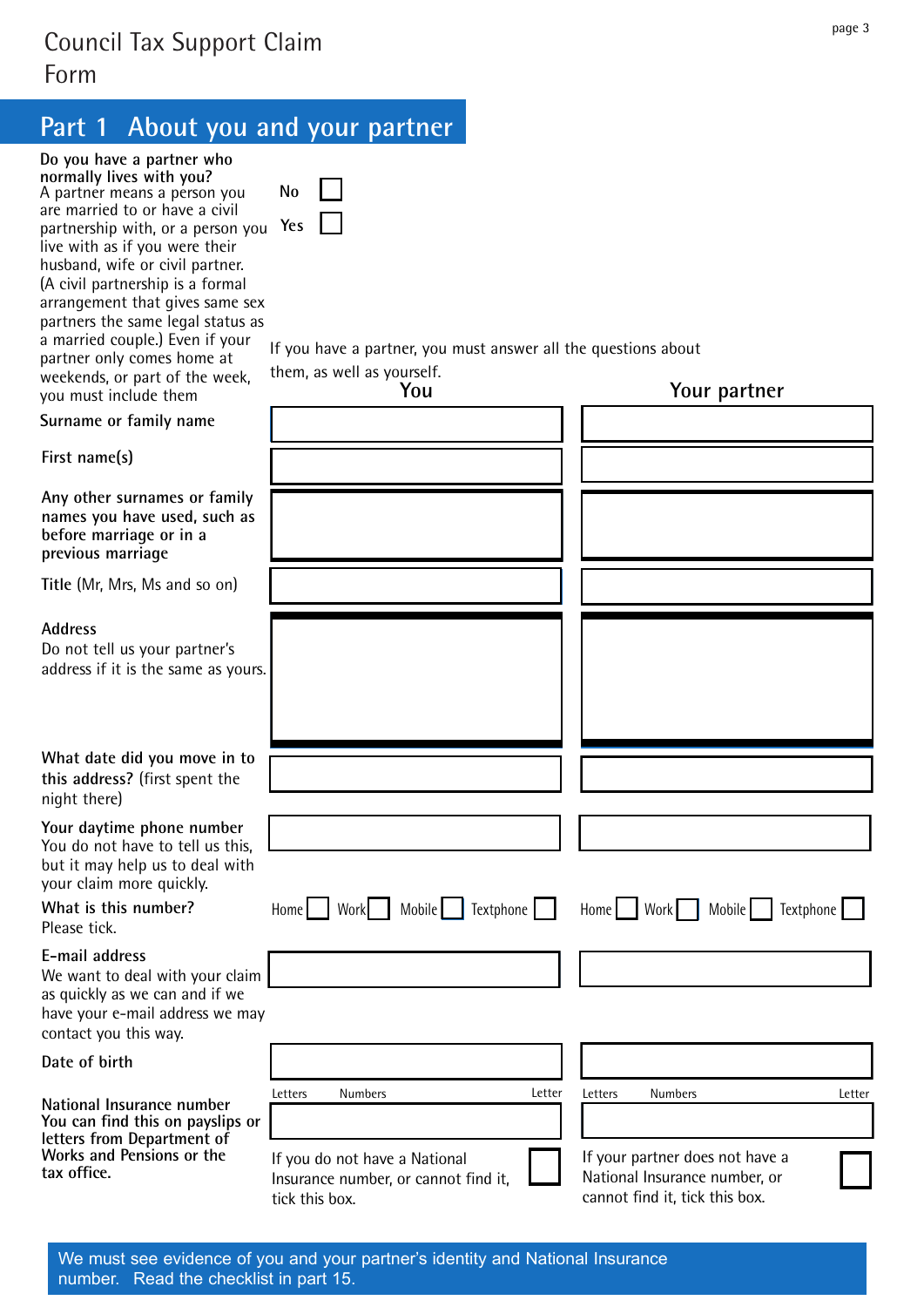# Council Tax Support Claim Form

## Part 1 About you and your partner

**Do you have a partner who normally lives with you?**
A partner means a person you are married to or have a civil partnership with, or a person you live with as if you were their husband, wife or civil partner. (A civil partnership is a formal arrangement that gives same sex partners the same legal status as a married couple.) Even if your partner only comes home at weekends, or part of the week, you must include them

No ☐
Yes ☐

If you have a partner, you must answer all the questions about them, as well as yourself.

| | You | Your partner |
|---|---|---|
| **Surname or family name** | | |
| **First name(s)** | | |
| **Any other surnames or family names you have used, such as before marriage or in a previous marriage** | | |
| **Title** (Mr, Mrs, Ms and so on) | | |
| **Address** Do not tell us your partner's address if it is the same as yours. | | |
| **What date did you move in to this address?** (first spent the night there) | | |
| **Your daytime phone number** You do not have to tell us this, but it may help us to deal with your claim more quickly. | | |
| **What is this number?** Please tick. | Home ☐ Work ☐ Mobile ☐ Textphone ☐ | Home ☐ Work ☐ Mobile ☐ Textphone ☐ |
| **E-mail address** We want to deal with your claim as quickly as we can and if we have your e-mail address we may contact you this way. | | |
| **Date of birth** | | |
| **National Insurance number** You can find this on payslips or letters from Department of Works and Pensions or the tax office. | Letters Numbers Letter | Letters Numbers Letter |
| | If you do not have a National Insurance number, or cannot find it, tick this box. ☐ | If your partner does not have a National Insurance number, or cannot find it, tick this box. ☐ |

We must see evidence of you and your partner's identity and National Insurance number. Read the checklist in part 15.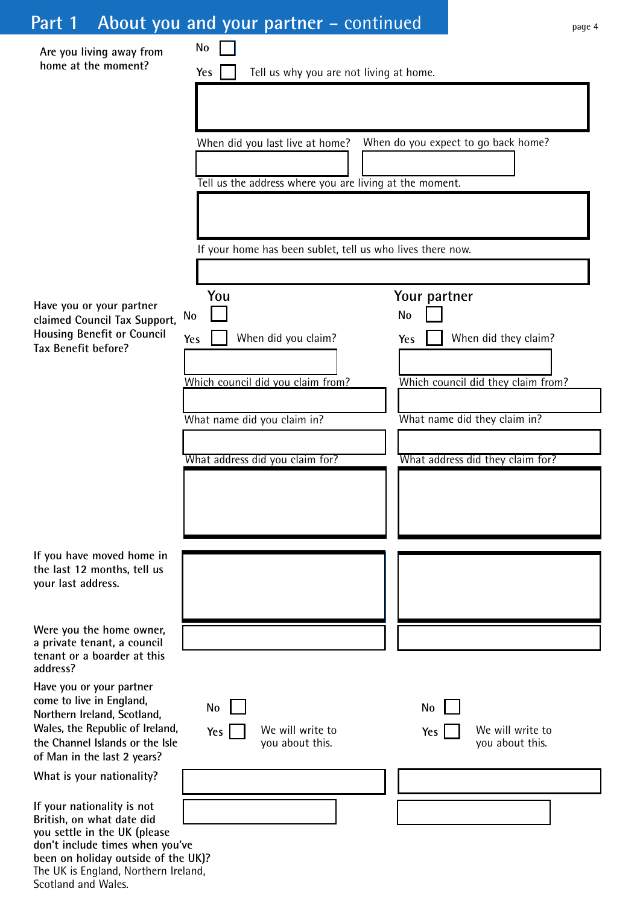## Part 1 About you and your partner – continued

**Are you living away from home at the moment?**

No ☐

Yes ☐ Tell us why you are not living at home.

When did you last live at home?

When do you expect to go back home?

Tell us the address where you are living at the moment.

If your home has been sublet, tell us who lives there now.

| | You | Your partner |
|---|---|---|
| **Have you or your partner claimed Council Tax Support, Housing Benefit or Council Tax Benefit before?** | No ☐<br>Yes ☐ When did you claim? | No ☐<br>Yes ☐ When did they claim? |
| | Which council did you claim from? | Which council did they claim from? |
| | What name did you claim in? | What name did they claim in? |
| | What address did you claim for? | What address did they claim for? |
| **If you have moved home in the last 12 months, tell us your last address.** | | |
| **Were you the home owner, a private tenant, a council tenant or a boarder at this address?** | | |
| **Have you or your partner come to live in England, Northern Ireland, Scotland, Wales, the Republic of Ireland, the Channel Islands or the Isle of Man in the last 2 years?** | No ☐<br>Yes ☐ We will write to you about this. | No ☐<br>Yes ☐ We will write to you about this. |
| **What is your nationality?** | | |
| **If your nationality is not British, on what date did you settle in the UK (please don't include times when you've been on holiday outside of the UK)?** The UK is England, Northern Ireland, Scotland and Wales. | | |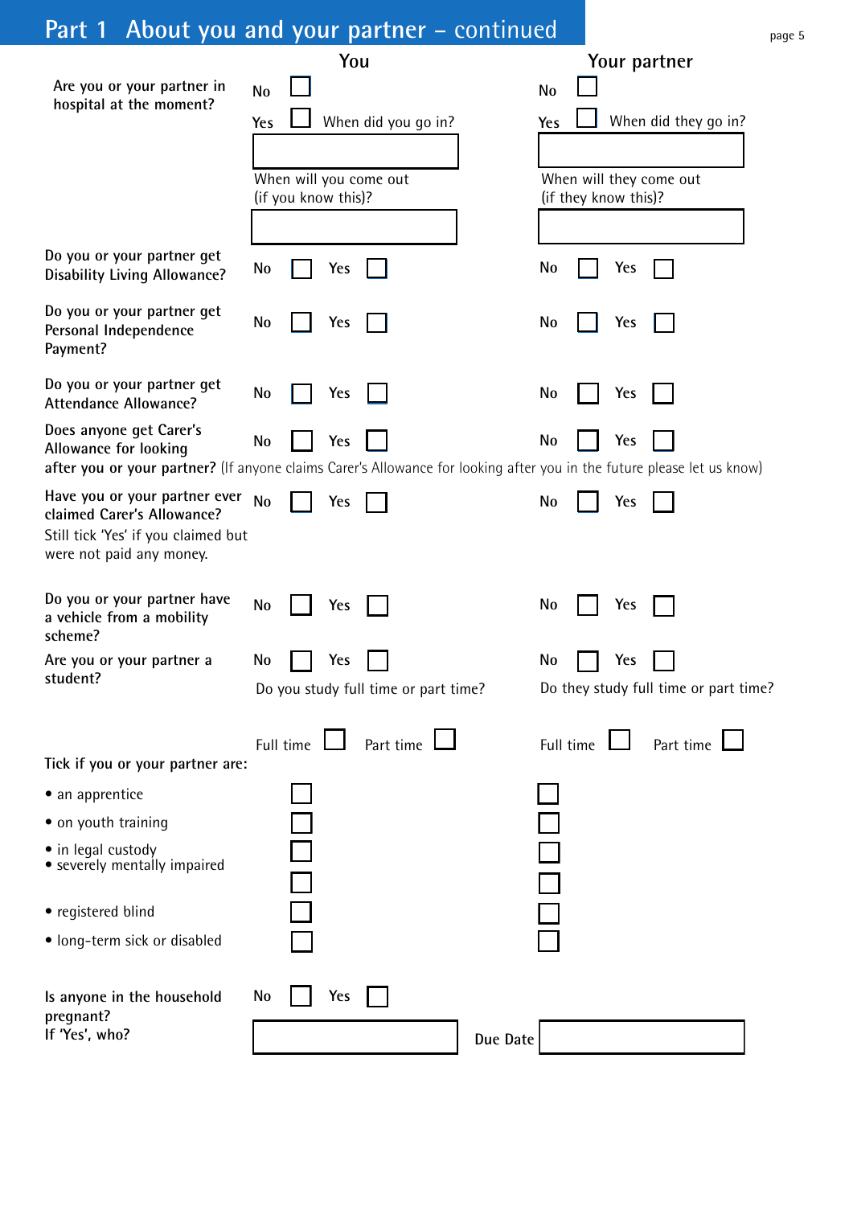## Part 1 About you and your partner – continued

| | You | Your partner |
|---|---|---|
| Are you or your partner in hospital at the moment? | No ☐ Yes ☐ When did you go in? ______ When will you come out (if you know this)? ______ | No ☐ Yes ☐ When did they go in? ______ When will they come out (if they know this)? ______ |
| Do you or your partner get Disability Living Allowance? | No ☐ Yes ☐ | No ☐ Yes ☐ |
| Do you or your partner get Personal Independence Payment? | No ☐ Yes ☐ | No ☐ Yes ☐ |
| Do you or your partner get Attendance Allowance? | No ☐ Yes ☐ | No ☐ Yes ☐ |
| Does anyone get Carer's Allowance for looking after you or your partner? (If anyone claims Carer's Allowance for looking after you in the future please let us know) | No ☐ Yes ☐ | No ☐ Yes ☐ |
| Have you or your partner ever claimed Carer's Allowance? Still tick 'Yes' if you claimed but were not paid any money. | No ☐ Yes ☐ | No ☐ Yes ☐ |
| Do you or your partner have a vehicle from a mobility scheme? | No ☐ Yes ☐ | No ☐ Yes ☐ |
| Are you or your partner a student? | No ☐ Yes ☐ Do you study full time or part time? Full time ☐ Part time ☐ | No ☐ Yes ☐ Do they study full time or part time? Full time ☐ Part time ☐ |

**Tick if you or your partner are:**

| | You | Your partner |
|---|---|---|
| • an apprentice | ☐ | ☐ |
| • on youth training | ☐ | ☐ |
| • in legal custody | ☐ | ☐ |
| • severely mentally impaired | ☐ | ☐ |
| • registered blind | ☐ | ☐ |
| • long-term sick or disabled | ☐ | ☐ |

**Is anyone in the household pregnant?** No ☐ Yes ☐

**If 'Yes', who?** ______ **Due Date** ______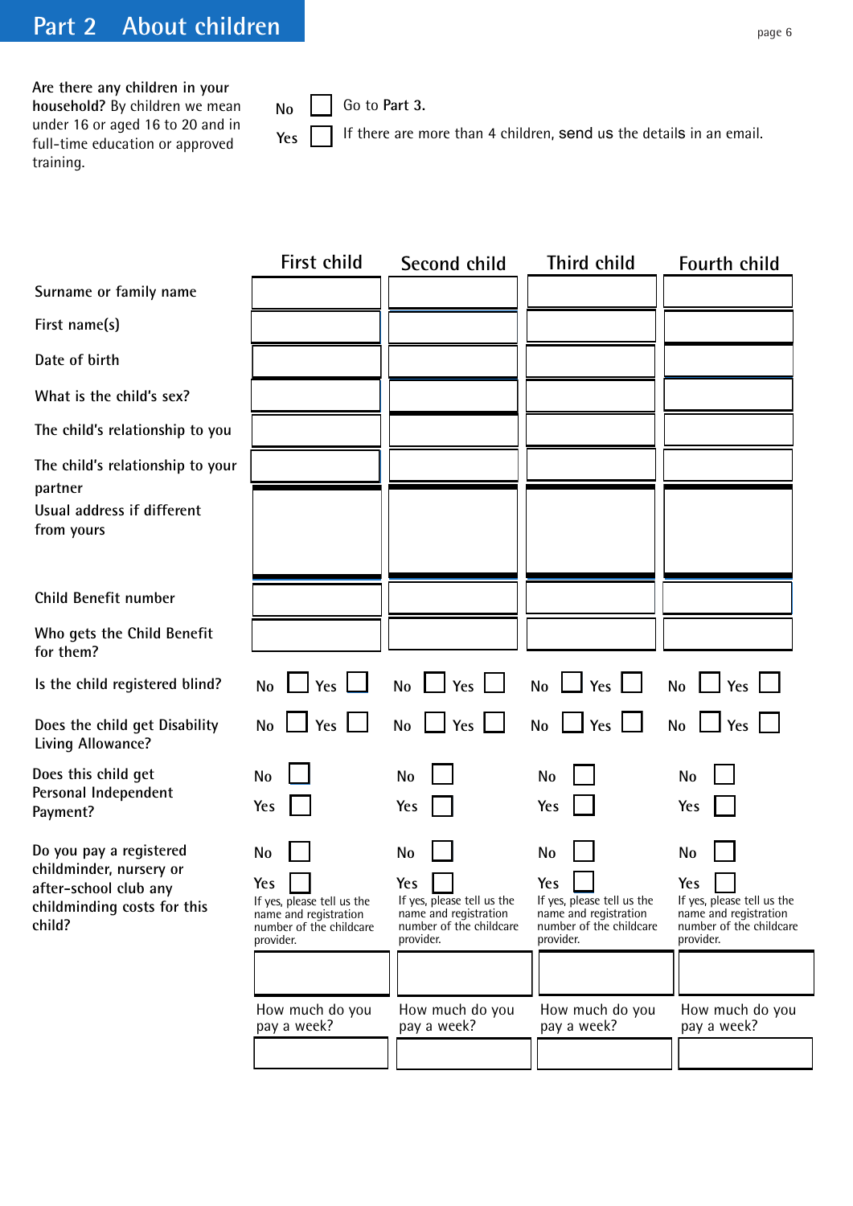# Part 2 About children

**Are there any children in your household?** By children we mean under 16 or aged 16 to 20 and in full-time education or approved training.

No ☐ Go to **Part 3.**

Yes ☐ If there are more than 4 children, send us the details in an email.

| | First child | Second child | Third child | Fourth child |
|---|---|---|---|---|
| Surname or family name | | | | |
| First name(s) | | | | |
| Date of birth | | | | |
| What is the child's sex? | | | | |
| The child's relationship to you | | | | |
| The child's relationship to your partner | | | | |
| Usual address if different from yours | | | | |
| Child Benefit number | | | | |
| Who gets the Child Benefit for them? | | | | |
| Is the child registered blind? | No ☐ Yes ☐ | No ☐ Yes ☐ | No ☐ Yes ☐ | No ☐ Yes ☐ |
| Does the child get Disability Living Allowance? | No ☐ Yes ☐ | No ☐ Yes ☐ | No ☐ Yes ☐ | No ☐ Yes ☐ |
| Does this child get Personal Independent Payment? | No ☐ Yes ☐ | No ☐ Yes ☐ | No ☐ Yes ☐ | No ☐ Yes ☐ |
| Do you pay a registered childminder, nursery or after-school club any childminding costs for this child? | No ☐ Yes ☐ If yes, please tell us the name and registration number of the childcare provider. | No ☐ Yes ☐ If yes, please tell us the name and registration number of the childcare provider. | No ☐ Yes ☐ If yes, please tell us the name and registration number of the childcare provider. | No ☐ Yes ☐ If yes, please tell us the name and registration number of the childcare provider. |
| | | | | |
| | How much do you pay a week? | How much do you pay a week? | How much do you pay a week? | How much do you pay a week? |
| | | | | |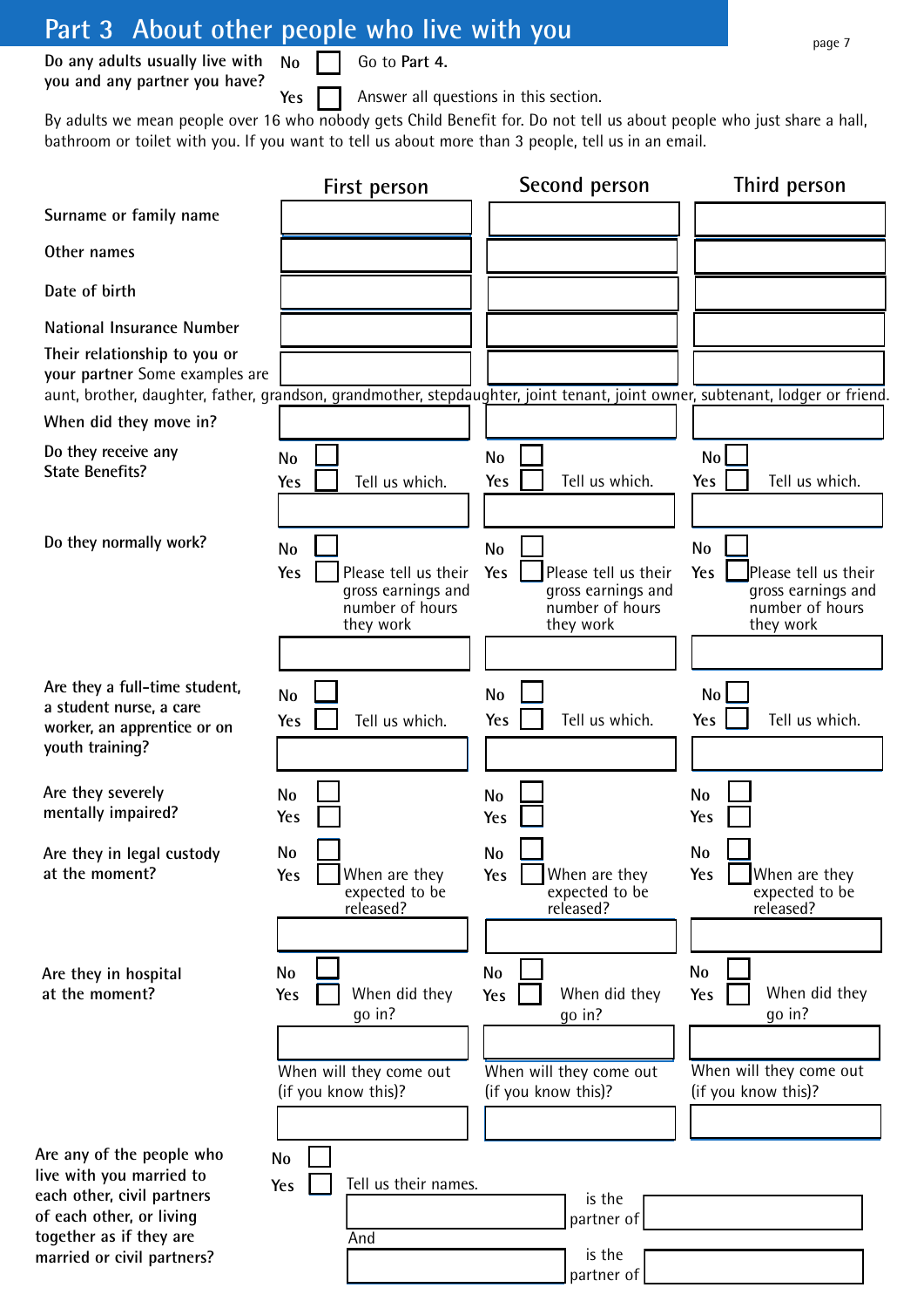# Part 3 About other people who live with you

Do any adults usually live with you and any partner you have?

No ☐ Go to **Part 4.**

Yes ☐ Answer all questions in this section.

By adults we mean people over 16 who nobody gets Child Benefit for. Do not tell us about people who just share a hall, bathroom or toilet with you. If you want to tell us about more than 3 people, tell us in an email.

| | First person | Second person | Third person |
|---|---|---|---|
| Surname or family name | | | |
| Other names | | | |
| Date of birth | | | |
| National Insurance Number | | | |
| Their relationship to you or your partner Some examples are aunt, brother, daughter, father, grandson, grandmother, stepdaughter, joint tenant, joint owner, subtenant, lodger or friend. | | | |
| When did they move in? | | | |
| Do they receive any State Benefits? | No ☐<br>Yes ☐ Tell us which. | No ☐<br>Yes ☐ Tell us which. | No ☐<br>Yes ☐ Tell us which. |
| Do they normally work? | No ☐<br>Yes ☐ Please tell us their gross earnings and number of hours they work | No ☐<br>Yes ☐ Please tell us their gross earnings and number of hours they work | No ☐<br>Yes ☐ Please tell us their gross earnings and number of hours they work |
| Are they a full-time student, a student nurse, a care worker, an apprentice or on youth training? | No ☐<br>Yes ☐ Tell us which. | No ☐<br>Yes ☐ Tell us which. | No ☐<br>Yes ☐ Tell us which. |
| Are they severely mentally impaired? | No ☐<br>Yes ☐ | No ☐<br>Yes ☐ | No ☐<br>Yes ☐ |
| Are they in legal custody at the moment? | No ☐<br>Yes ☐ When are they expected to be released? | No ☐<br>Yes ☐ When are they expected to be released? | No ☐<br>Yes ☐ When are they expected to be released? |
| Are they in hospital at the moment? | No ☐<br>Yes ☐ When did they go in?<br><br>When will they come out (if you know this)? | No ☐<br>Yes ☐ When did they go in?<br><br>When will they come out (if you know this)? | No ☐<br>Yes ☐ When did they go in?<br><br>When will they come out (if you know this)? |

Are any of the people who live with you married to each other, civil partners of each other, or living together as if they are married or civil partners?

No ☐

Yes ☐ Tell us their names.

\_\_\_\_\_\_\_\_\_\_\_\_ is the partner of \_\_\_\_\_\_\_\_\_\_\_\_

And

\_\_\_\_\_\_\_\_\_\_\_\_ is the partner of \_\_\_\_\_\_\_\_\_\_\_\_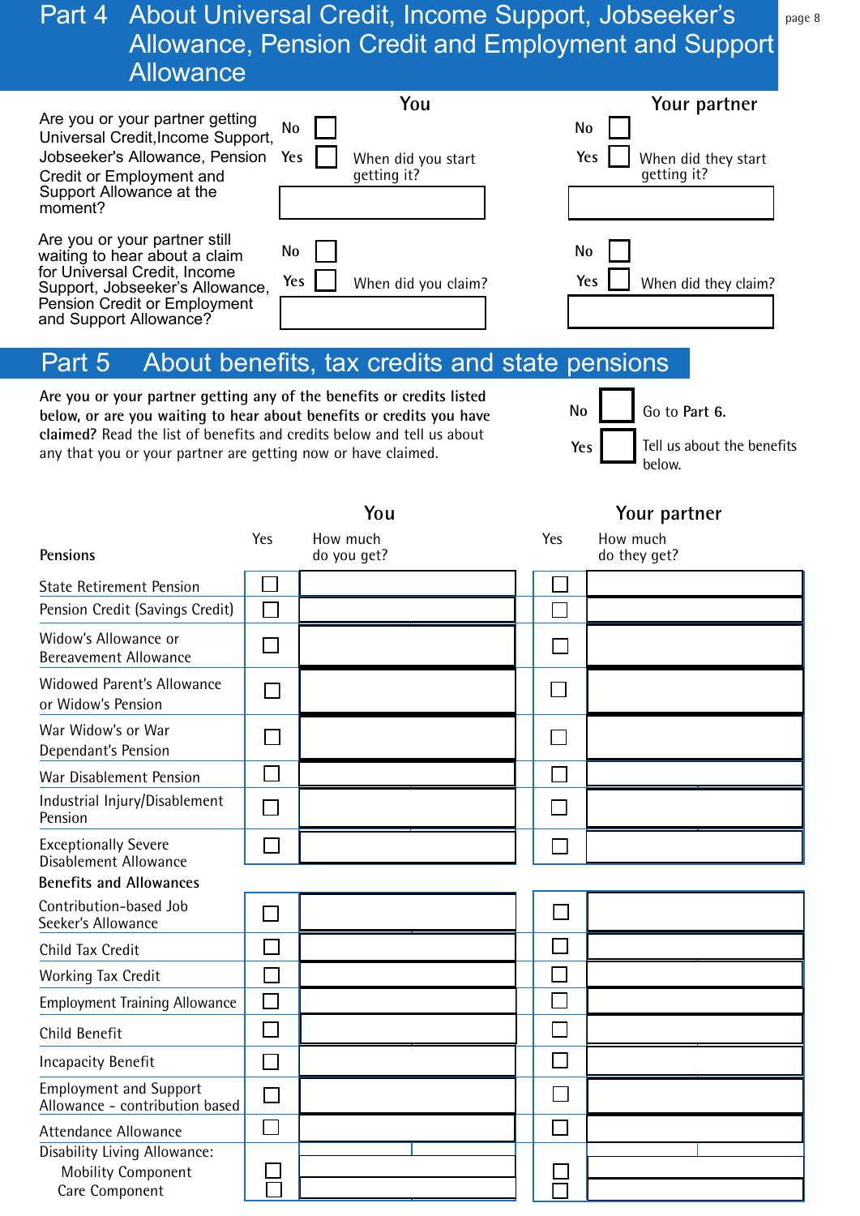## Part 4 About Universal Credit, Income Support, Jobseeker's Allowance, Pension Credit and Employment and Support Allowance

| | You | | Your partner | |
|---|---|---|---|---|
| Are you or your partner getting Universal Credit, Income Support, Jobseeker's Allowance, Pension Credit or Employment and Support Allowance at the moment? | No ☐ Yes ☐ | When did you start getting it? | No ☐ Yes ☐ | When did they start getting it? |
| Are you or your partner still waiting to hear about a claim for Universal Credit, Income Support, Jobseeker's Allowance, Pension Credit or Employment and Support Allowance? | No ☐ Yes ☐ | When did you claim? | No ☐ Yes ☐ | When did they claim? |

## Part 5 About benefits, tax credits and state pensions

**Are you or your partner getting any of the benefits or credits listed below, or are you waiting to hear about benefits or credits you have claimed?** Read the list of benefits and credits below and tell us about any that you or your partner are getting now or have claimed.

No ☐ Go to **Part 6.**

Yes ☐ Tell us about the benefits below.

| | You: Yes | You: How much do you get? | Your partner: Yes | Your partner: How much do they get? |
|---|---|---|---|---|
| **Pensions** | | | | |
| State Retirement Pension | ☐ | | ☐ | |
| Pension Credit (Savings Credit) | ☐ | | ☐ | |
| Widow's Allowance or Bereavement Allowance | ☐ | | ☐ | |
| Widowed Parent's Allowance or Widow's Pension | ☐ | | ☐ | |
| War Widow's or War Dependant's Pension | ☐ | | ☐ | |
| War Disablement Pension | ☐ | | ☐ | |
| Industrial Injury/Disablement Pension | ☐ | | ☐ | |
| Exceptionally Severe Disablement Allowance | ☐ | | ☐ | |
| **Benefits and Allowances** | | | | |
| Contribution-based Job Seeker's Allowance | ☐ | | ☐ | |
| Child Tax Credit | ☐ | | ☐ | |
| Working Tax Credit | ☐ | | ☐ | |
| Employment Training Allowance | ☐ | | ☐ | |
| Child Benefit | ☐ | | ☐ | |
| Incapacity Benefit | ☐ | | ☐ | |
| Employment and Support Allowance - contribution based | ☐ | | ☐ | |
| Attendance Allowance | ☐ | | ☐ | |
| Disability Living Allowance: | | | | |
| Mobility Component | ☐ | | ☐ | |
| Care Component | ☐ | | ☐ | |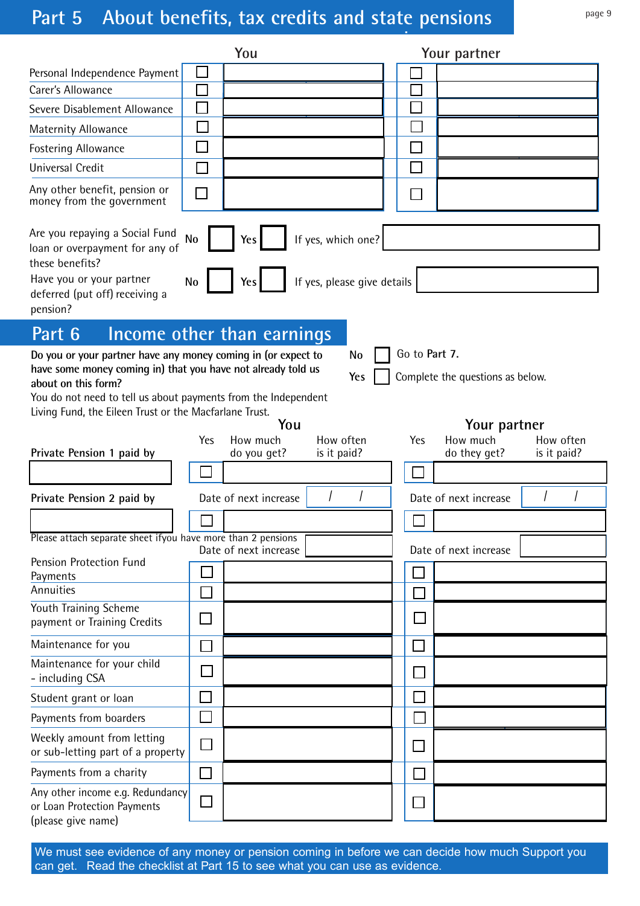## Part 5 About benefits, tax credits and state pensions

| | You | | Your partner | |
|---|---|---|---|---|
| Personal Independence Payment | ☐ | | ☐ | |
| Carer's Allowance | ☐ | | ☐ | |
| Severe Disablement Allowance | ☐ | | ☐ | |
| Maternity Allowance | ☐ | | ☐ | |
| Fostering Allowance | ☐ | | ☐ | |
| Universal Credit | ☐ | | ☐ | |
| Any other benefit, pension or money from the government | ☐ | | ☐ | |

Are you repaying a Social Fund loan or overpayment for any of these benefits? No ☐ Yes ☐ If yes, which one?

Have you or your partner deferred (put off) receiving a pension? No ☐ Yes ☐ If yes, please give details

## Part 6 Income other than earnings

**Do you or your partner have any money coming in (or expect to have some money coming in) that you have not already told us about on this form?**

No ☐ Go to **Part 7**.

Yes ☐ Complete the questions as below.

You do not need to tell us about payments from the Independent Living Fund, the Eileen Trust or the Macfarlane Trust.

| | You: Yes | You: How much do you get? | You: How often is it paid? | Your partner: Yes | Your partner: How much do they get? | Your partner: How often is it paid? |
|---|---|---|---|---|---|---|
| **Private Pension 1 paid by** | ☐ | | | ☐ | | |
| | Date of next increase | / / | | Date of next increase | / / | |
| **Private Pension 2 paid by** | ☐ | | | ☐ | | |
| Please attach separate sheet ifyou have more than 2 pensions | Date of next increase | | | Date of next increase | | |
| Pension Protection Fund Payments | ☐ | | | ☐ | | |
| Annuities | ☐ | | | ☐ | | |
| Youth Training Scheme payment or Training Credits | ☐ | | | ☐ | | |
| Maintenance for you | ☐ | | | ☐ | | |
| Maintenance for your child - including CSA | ☐ | | | ☐ | | |
| Student grant or loan | ☐ | | | ☐ | | |
| Payments from boarders | ☐ | | | ☐ | | |
| Weekly amount from letting or sub-letting part of a property | ☐ | | | ☐ | | |
| Payments from a charity | ☐ | | | ☐ | | |
| Any other income e.g. Redundancy or Loan Protection Payments (please give name) | ☐ | | | ☐ | | |

We must see evidence of any money or pension coming in before we can decide how much Support you can get. Read the checklist at Part 15 to see what you can use as evidence.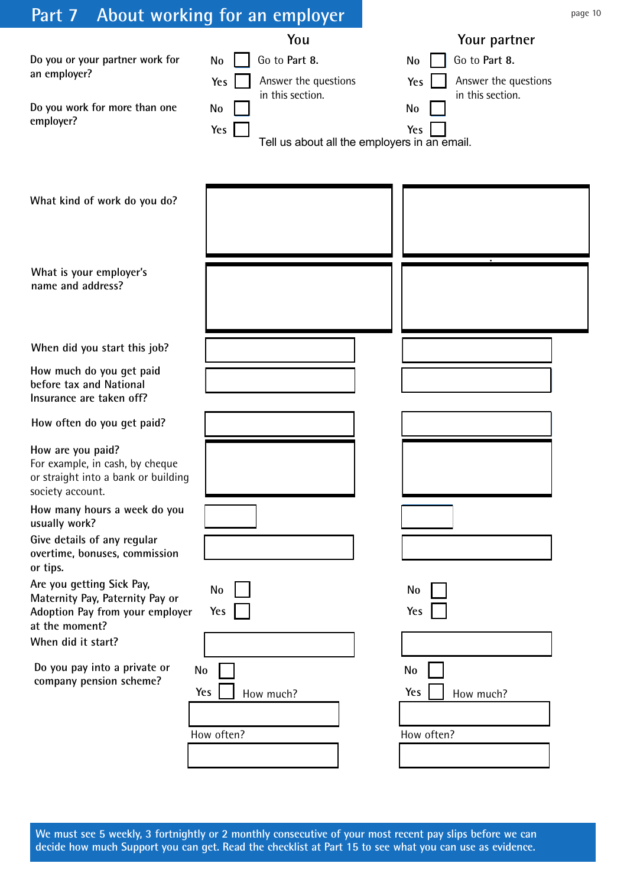# Part 7 About working for an employer

| | You | Your partner |
|---|---|---|
| Do you or your partner work for an employer? | No ☐ Go to **Part 8.**<br>Yes ☐ Answer the questions in this section. | No ☐ Go to **Part 8.**<br>Yes ☐ Answer the questions in this section. |
| Do you work for more than one employer? | No ☐<br>Yes ☐ | No ☐<br>Yes ☐ |

Tell us about all the employers in an email.

| | You | Your partner |
|---|---|---|
| What kind of work do you do? | | |
| What is your employer's name and address? | | |
| When did you start this job? | | |
| How much do you get paid before tax and National Insurance are taken off? | | |
| How often do you get paid? | | |
| How are you paid?<br>For example, in cash, by cheque or straight into a bank or building society account. | | |
| How many hours a week do you usually work? | | |
| Give details of any regular overtime, bonuses, commission or tips. | | |
| Are you getting Sick Pay, Maternity Pay, Paternity Pay or Adoption Pay from your employer at the moment? | No ☐<br>Yes ☐ | No ☐<br>Yes ☐ |
| When did it start? | | |
| Do you pay into a private or company pension scheme? | No ☐<br>Yes ☐ How much?<br>How often? | No ☐<br>Yes ☐ How much?<br>How often? |

**We must see 5 weekly, 3 fortnightly or 2 monthly consecutive of your most recent pay slips before we can decide how much Support you can get. Read the checklist at Part 15 to see what you can use as evidence.**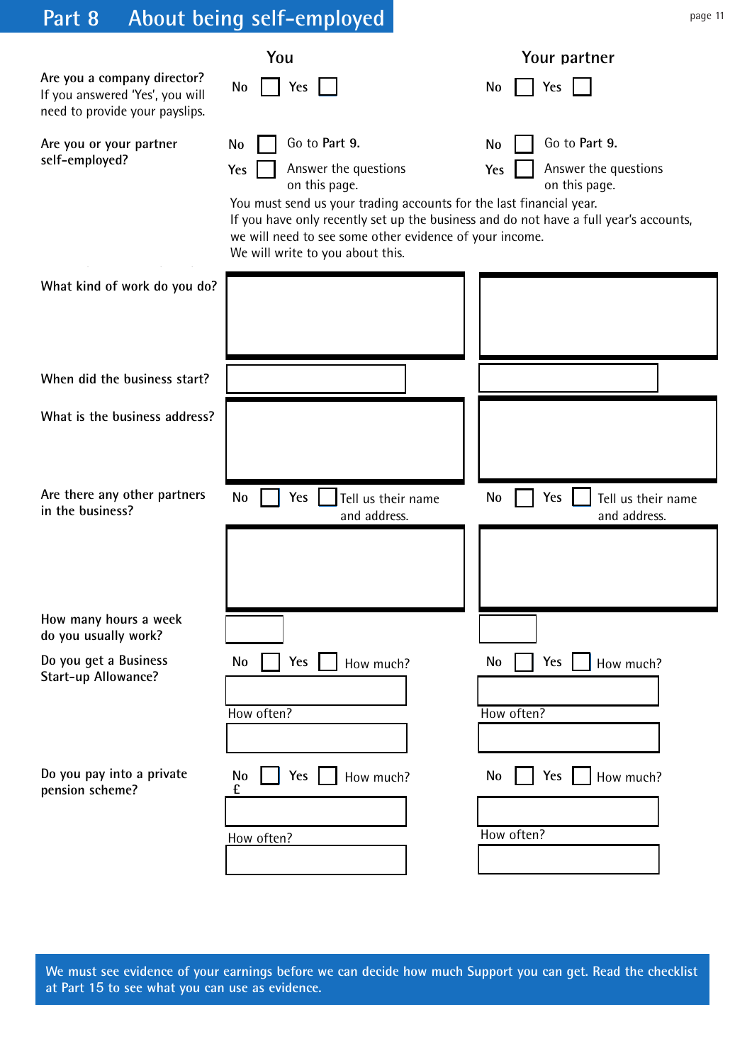# Part 8 About being self-employed

| | You | Your partner |
|---|---|---|
| **Are you a company director?** If you answered 'Yes', you will need to provide your payslips. | No ☐ Yes ☐ | No ☐ Yes ☐ |
| **Are you or your partner self-employed?** | No ☐ Go to **Part 9**.<br>Yes ☐ Answer the questions on this page. | No ☐ Go to **Part 9**.<br>Yes ☐ Answer the questions on this page. |

You must send us your trading accounts for the last financial year.
If you have only recently set up the business and do not have a full year's accounts, we will need to see some other evidence of your income.
We will write to you about this.

| | You | Your partner |
|---|---|---|
| **What kind of work do you do?** | | |
| **When did the business start?** | | |
| **What is the business address?** | | |
| **Are there any other partners in the business?** | No ☐ Yes ☐ Tell us their name and address. | No ☐ Yes ☐ Tell us their name and address. |
| **How many hours a week do you usually work?** | | |
| **Do you get a Business Start-up Allowance?** | No ☐ Yes ☐ How much?<br>How often? | No ☐ Yes ☐ How much?<br>How often? |
| **Do you pay into a private pension scheme?** | No ☐ Yes ☐ How much?<br>£<br>How often? | No ☐ Yes ☐ How much?<br>How often? |

**We must see evidence of your earnings before we can decide how much Support you can get. Read the checklist at Part 15 to see what you can use as evidence.**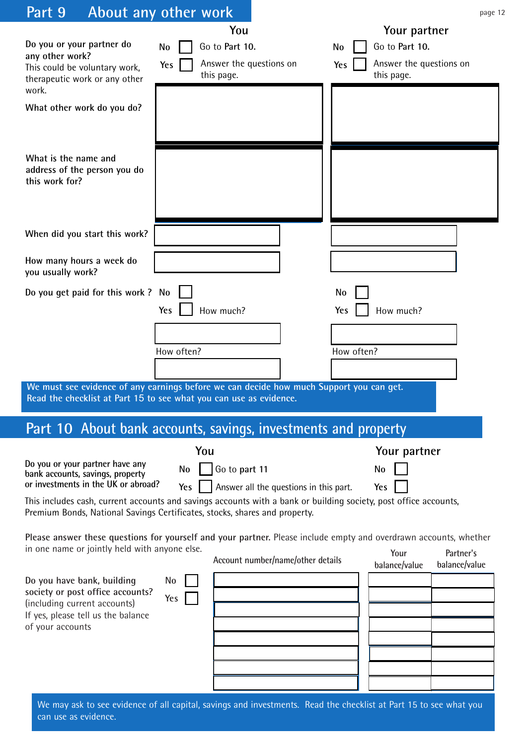## Part 9 About any other work

| | You | Your partner |
|---|---|---|
| **Do you or your partner do any other work?** This could be voluntary work, therapeutic work or any other work. | No ☐ Go to **Part 10.** Yes ☐ Answer the questions on this page. | No ☐ Go to **Part 10.** Yes ☐ Answer the questions on this page. |
| **What other work do you do?** | | |
| **What is the name and address of the person you do this work for?** | | |
| **When did you start this work?** | | |
| **How many hours a week do you usually work?** | | |
| **Do you get paid for this work ?** | No ☐ Yes ☐ How much? ______ How often? ______ | No ☐ Yes ☐ How much? ______ How often? ______ |

**We must see evidence of any earnings before we can decide how much Support you can get. Read the checklist at Part 15 to see what you can use as evidence.**

## Part 10 About bank accounts, savings, investments and property

| | You | Your partner |
|---|---|---|
| **Do you or your partner have any bank accounts, savings, property or investments in the UK or abroad?** | No ☐ Go to **part 11** Yes ☐ Answer all the questions in this part. | No ☐ Yes ☐ |

This includes cash, current accounts and savings accounts with a bank or building society, post office accounts, Premium Bonds, National Savings Certificates, stocks, shares and property.

**Please answer these questions for yourself and your partner.** Please include empty and overdrawn accounts, whether in one name or jointly held with anyone else.

**Do you have bank, building society or post office accounts?** (including current accounts)
If yes, please tell us the balance of your accounts

No ☐
Yes ☐

| Account number/name/other details | Your balance/value | Partner's balance/value |
|---|---|---|
| | | |
| | | |
| | | |
| | | |
| | | |
| | | |
| | | |
| | | |

We may ask to see evidence of all capital, savings and investments. Read the checklist at Part 15 to see what you can use as evidence.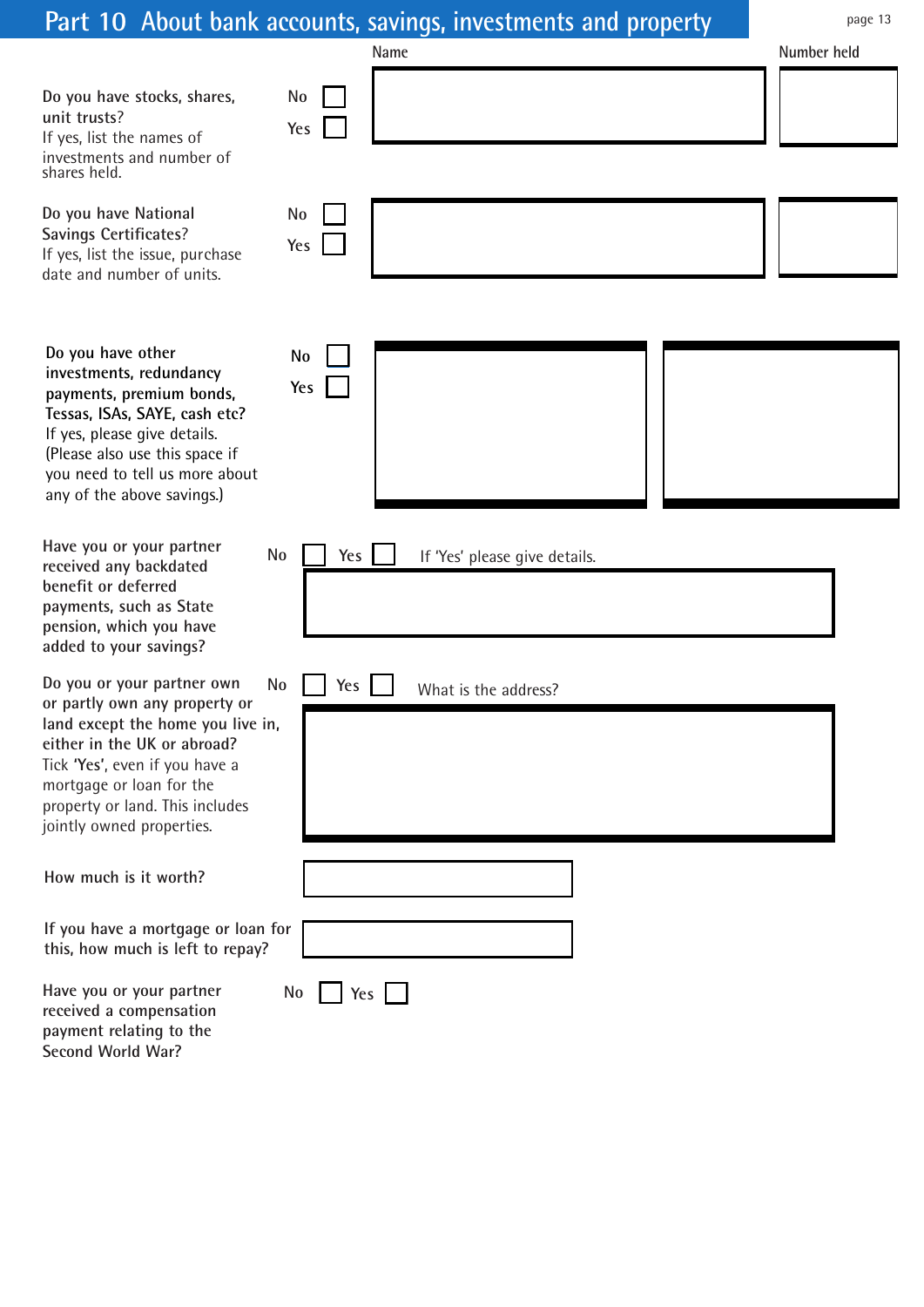## Part 10 About bank accounts, savings, investments and property

| | | Name | Number held |
|---|---|---|---|
| **Do you have stocks, shares, unit trusts?** If yes, list the names of investments and number of shares held. | No ☐ Yes ☐ | | |
| **Do you have National Savings Certificates?** If yes, list the issue, purchase date and number of units. | No ☐ Yes ☐ | | |
| **Do you have other investments, redundancy payments, premium bonds, Tessas, ISAs, SAYE, cash etc?** If yes, please give details. (Please also use this space if you need to tell us more about any of the above savings.) | No ☐ Yes ☐ | | |

**Have you or your partner received any backdated benefit or deferred payments, such as State pension, which you have added to your savings?**

No ☐ Yes ☐ If 'Yes' please give details.

**Do you or your partner own or partly own any property or land except the home you live in, either in the UK or abroad?**
Tick **'Yes'**, even if you have a mortgage or loan for the property or land. This includes jointly owned properties.

No ☐ Yes ☐ What is the address?

**How much is it worth?**

**If you have a mortgage or loan for this, how much is left to repay?**

**Have you or your partner received a compensation payment relating to the Second World War?**

No ☐ Yes ☐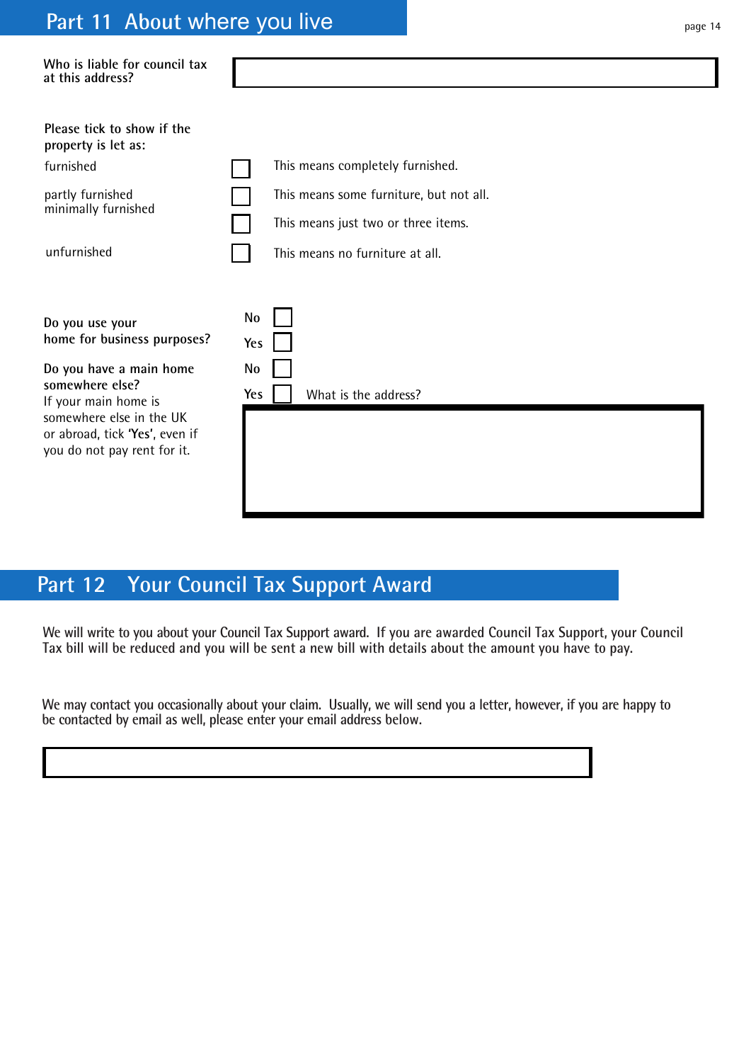## Part 11 About where you live

**Who is liable for council tax at this address?**

**Please tick to show if the property is let as:**

| | | |
|---|---|---|
| furnished | ☐ | This means completely furnished. |
| partly furnished | ☐ | This means some furniture, but not all. |
| minimally furnished | ☐ | This means just two or three items. |
| unfurnished | ☐ | This means no furniture at all. |

**Do you use your home for business purposes?**

No ☐
Yes ☐

**Do you have a main home somewhere else?**

If your main home is somewhere else in the UK or abroad, tick **'Yes'**, even if you do not pay rent for it.

No ☐
Yes ☐ What is the address?

## Part 12 Your Council Tax Support Award

We will write to you about your Council Tax Support award. If you are awarded Council Tax Support, your Council Tax bill will be reduced and you will be sent a new bill with details about the amount you have to pay.

We may contact you occasionally about your claim. Usually, we will send you a letter, however, if you are happy to be contacted by email as well, please enter your email address below.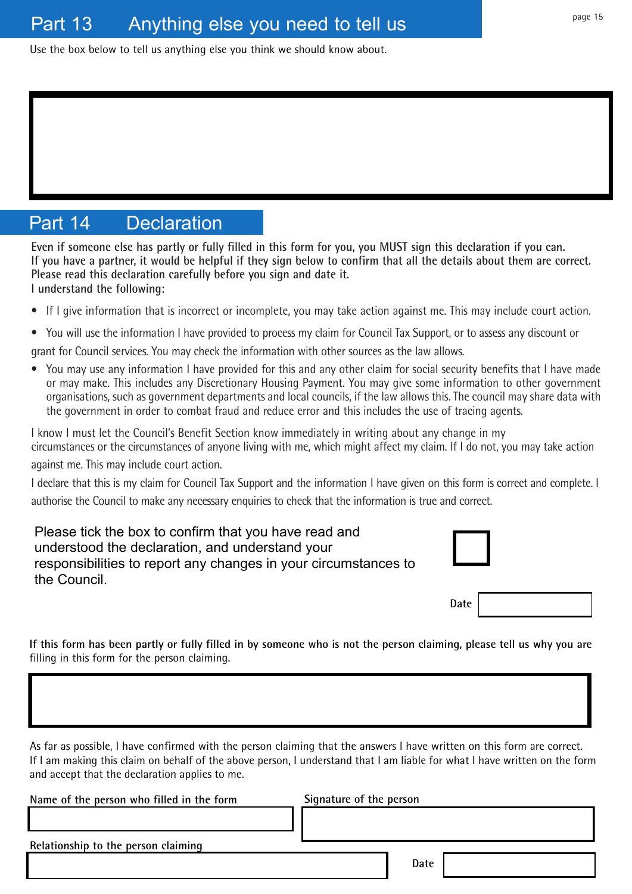## Part 13 Anything else you need to tell us

Use the box below to tell us anything else you think we should know about.

## Part 14 Declaration

**Even if someone else has partly or fully filled in this form for you, you MUST sign this declaration if you can.**
**If you have a partner, it would be helpful if they sign below to confirm that all the details about them are correct.**
**Please read this declaration carefully before you sign and date it.**
**I understand the following:**

- If I give information that is incorrect or incomplete, you may take action against me. This may include court action.
- You will use the information I have provided to process my claim for Council Tax Support, or to assess any discount or grant for Council services. You may check the information with other sources as the law allows.
- You may use any information I have provided for this and any other claim for social security benefits that I have made or may make. This includes any Discretionary Housing Payment. You may give some information to other government organisations, such as government departments and local councils, if the law allows this. The council may share data with the government in order to combat fraud and reduce error and this includes the use of tracing agents.

I know I must let the Council's Benefit Section know immediately in writing about any change in my circumstances or the circumstances of anyone living with me, which might affect my claim. If I do not, you may take action against me. This may include court action.

I declare that this is my claim for Council Tax Support and the information I have given on this form is correct and complete. I authorise the Council to make any necessary enquiries to check that the information is true and correct.

Please tick the box to confirm that you have read and understood the declaration, and understand your responsibilities to report any changes in your circumstances to the Council. ☐

Date

**If this form has been partly or fully filled in by someone who is not the person claiming, please tell us why you are** filling in this form for the person claiming.

As far as possible, I have confirmed with the person claiming that the answers I have written on this form are correct. If I am making this claim on behalf of the above person, I understand that I am liable for what I have written on the form and accept that the declaration applies to me.

**Name of the person who filled in the form**

**Signature of the person**

**Relationship to the person claiming**

**Date**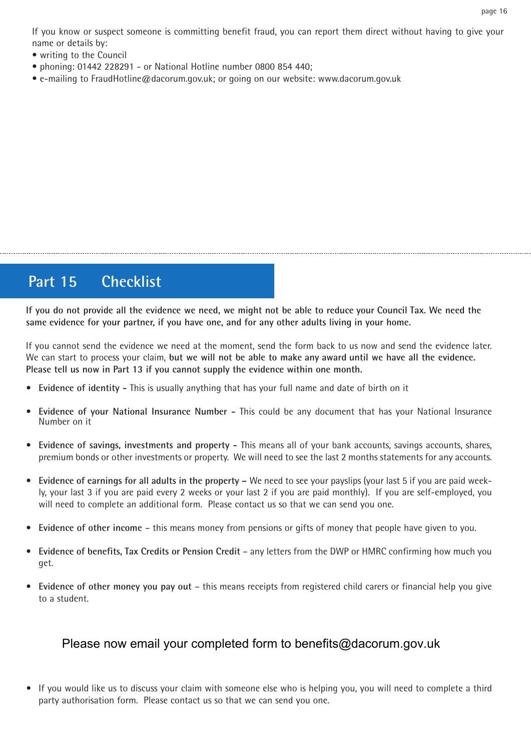If you know or suspect someone is committing benefit fraud, you can report them direct without having to give your name or details by:

- writing to the Council
- phoning: 01442 228291 - or National Hotline number 0800 854 440;
- e-mailing to FraudHotline@dacorum.gov.uk; or going on our website: www.dacorum.gov.uk

## Part 15 Checklist

**If you do not provide all the evidence we need, we might not be able to reduce your Council Tax. We need the same evidence for your partner, if you have one, and for any other adults living in your home.**

If you cannot send the evidence we need at the moment, send the form back to us now and send the evidence later. We can start to process your claim, **but we will not be able to make any award until we have all the evidence. Please tell us now in Part 13 if you cannot supply the evidence within one month.**

- **Evidence of identity -** This is usually anything that has your full name and date of birth on it
- **Evidence of your National Insurance Number -** This could be any document that has your National Insurance Number on it
- **Evidence of savings, investments and property -** This means all of your bank accounts, savings accounts, shares, premium bonds or other investments or property. We will need to see the last 2 months statements for any accounts.
- **Evidence of earnings for all adults in the property –** We need to see your payslips (your last 5 if you are paid weekly, your last 3 if you are paid every 2 weeks or your last 2 if you are paid monthly). If you are self-employed, you will need to complete an additional form. Please contact us so that we can send you one.
- **Evidence of other income** – this means money from pensions or gifts of money that people have given to you.
- **Evidence of benefits, Tax Credits or Pension Credit** – any letters from the DWP or HMRC confirming how much you get.
- **Evidence of other money you pay out** – this means receipts from registered child carers or financial help you give to a student.

Please now email your completed form to benefits@dacorum.gov.uk

- If you would like us to discuss your claim with someone else who is helping you, you will need to complete a third party authorisation form. Please contact us so that we can send you one.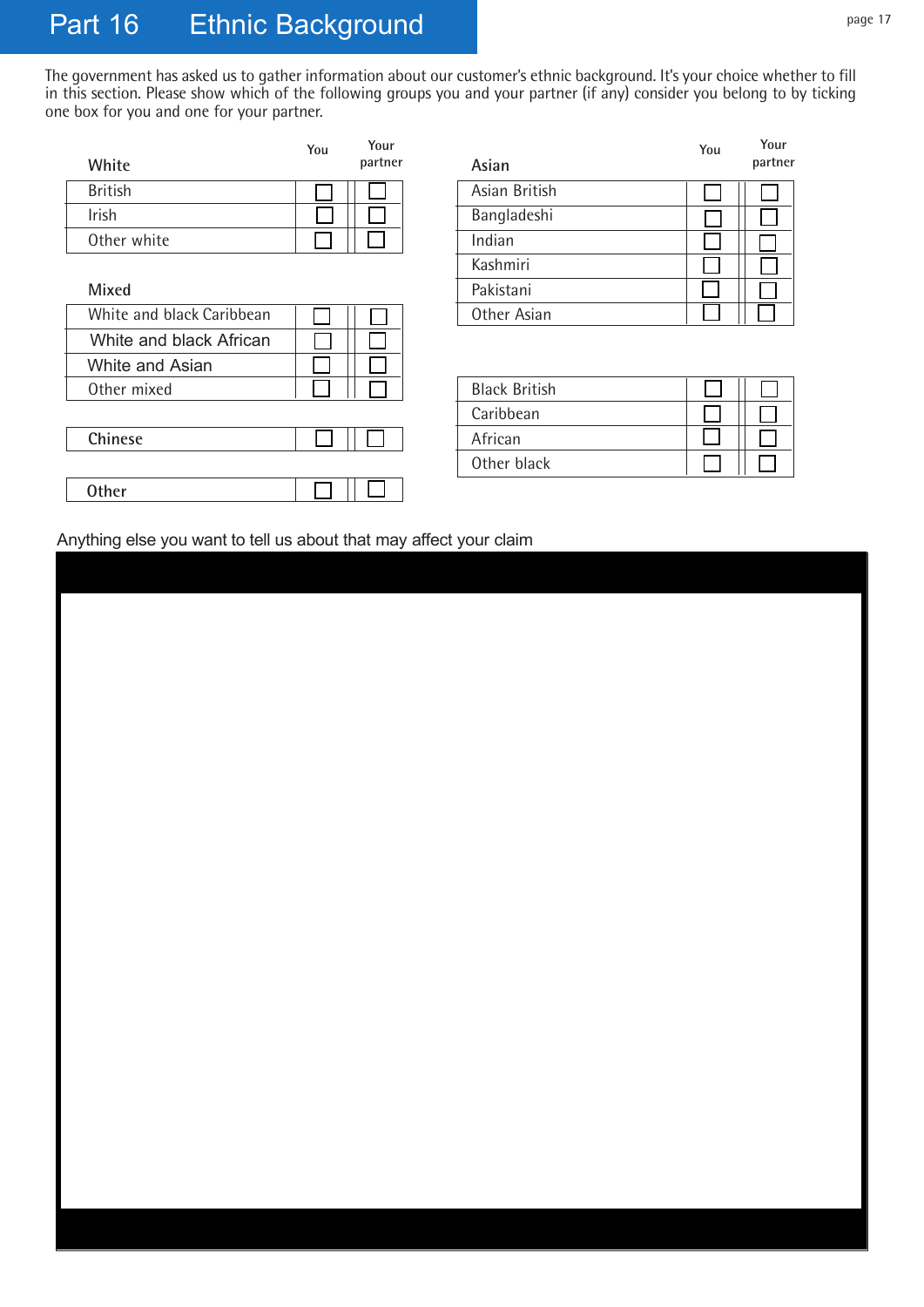# Part 16 Ethnic Background

The government has asked us to gather information about our customer's ethnic background. It's your choice whether to fill in this section. Please show which of the following groups you and your partner (if any) consider you belong to by ticking one box for you and one for your partner.

| White | You | Your partner |
|---|---|---|
| British | ☐ | ☐ |
| Irish | ☐ | ☐ |
| Other white | ☐ | ☐ |

| Mixed | You | Your partner |
|---|---|---|
| White and black Caribbean | ☐ | ☐ |
| White and black African | ☐ | ☐ |
| White and Asian | ☐ | ☐ |
| Other mixed | ☐ | ☐ |

| | You | Your partner |
|---|---|---|
| Chinese | ☐ | ☐ |

| | You | Your partner |
|---|---|---|
| Other | ☐ | ☐ |

| Asian | You | Your partner |
|---|---|---|
| Asian British | ☐ | ☐ |
| Bangladeshi | ☐ | ☐ |
| Indian | ☐ | ☐ |
| Kashmiri | ☐ | ☐ |
| Pakistani | ☐ | ☐ |
| Other Asian | ☐ | ☐ |

| | You | Your partner |
|---|---|---|
| Black British | ☐ | ☐ |
| Caribbean | ☐ | ☐ |
| African | ☐ | ☐ |
| Other black | ☐ | ☐ |

Anything else you want to tell us about that may affect your claim